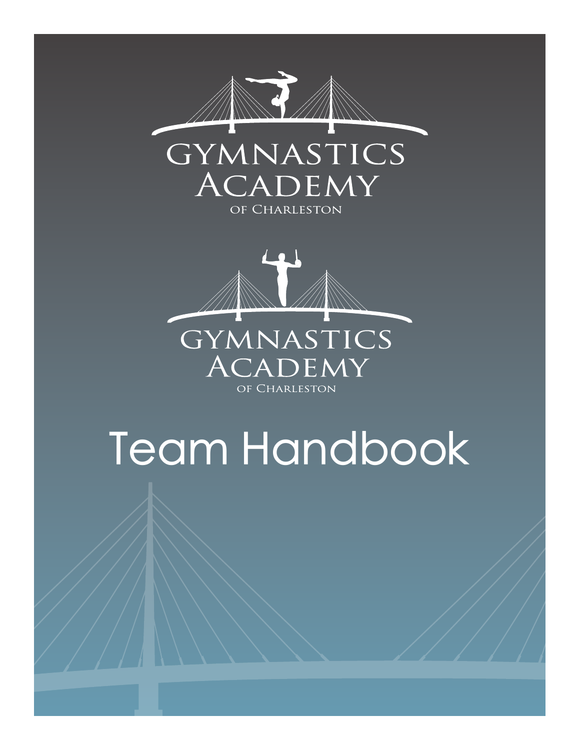GYMNASTICS
ACADEMY
OF CHARLESTON

GYMNASTICS
ACADEMY
OF CHARLESTON

# Team Handbook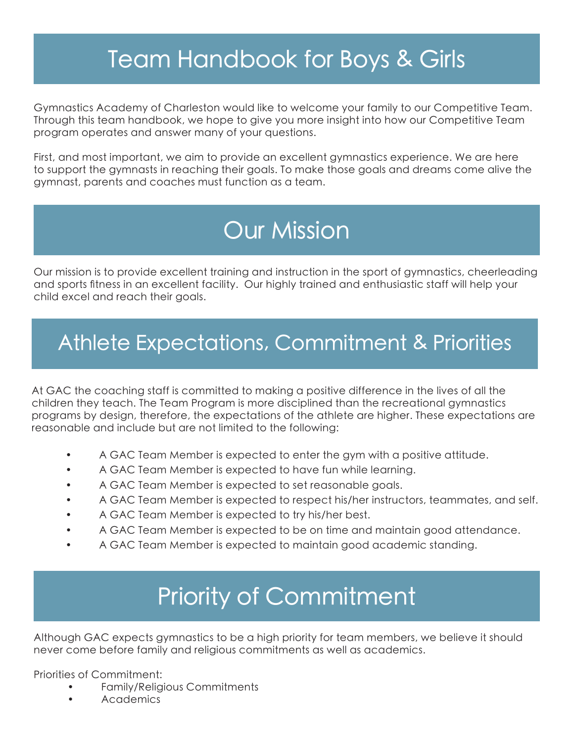# Team Handbook for Boys & Girls

Gymnastics Academy of Charleston would like to welcome your family to our Competitive Team. Through this team handbook, we hope to give you more insight into how our Competitive Team program operates and answer many of your questions.

First, and most important, we aim to provide an excellent gymnastics experience. We are here to support the gymnasts in reaching their goals. To make those goals and dreams come alive the gymnast, parents and coaches must function as a team.

# Our Mission

Our mission is to provide excellent training and instruction in the sport of gymnastics, cheerleading and sports fitness in an excellent facility. Our highly trained and enthusiastic staff will help your child excel and reach their goals.

# Athlete Expectations, Commitment & Priorities

At GAC the coaching staff is committed to making a positive difference in the lives of all the children they teach. The Team Program is more disciplined than the recreational gymnastics programs by design, therefore, the expectations of the athlete are higher. These expectations are reasonable and include but are not limited to the following:

- A GAC Team Member is expected to enter the gym with a positive attitude.
- A GAC Team Member is expected to have fun while learning.
- A GAC Team Member is expected to set reasonable goals.
- A GAC Team Member is expected to respect his/her instructors, teammates, and self.
- A GAC Team Member is expected to try his/her best.
- A GAC Team Member is expected to be on time and maintain good attendance.
- A GAC Team Member is expected to maintain good academic standing.

# Priority of Commitment

Although GAC expects gymnastics to be a high priority for team members, we believe it should never come before family and religious commitments as well as academics.

Priorities of Commitment:

- Family/Religious Commitments
- Academics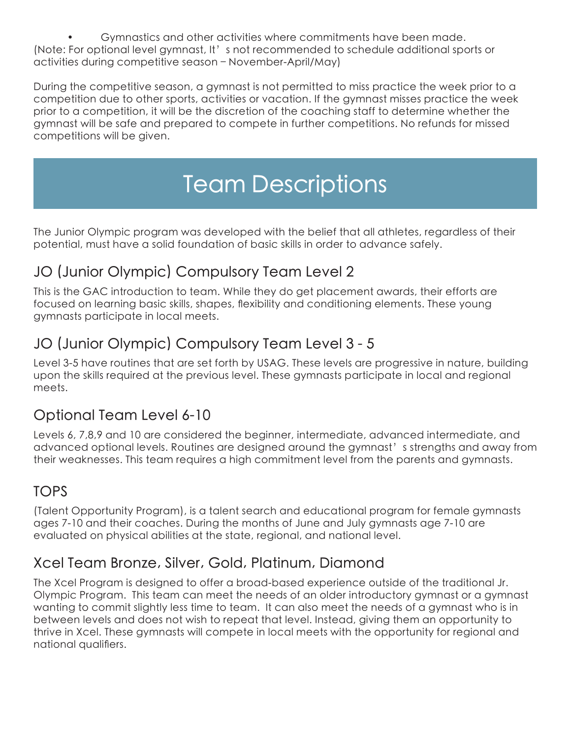- Gymnastics and other activities where commitments have been made.

(Note: For optional level gymnast, It's not recommended to schedule additional sports or activities during competitive season – November-April/May)

During the competitive season, a gymnast is not permitted to miss practice the week prior to a competition due to other sports, activities or vacation. If the gymnast misses practice the week prior to a competition, it will be the discretion of the coaching staff to determine whether the gymnast will be safe and prepared to compete in further competitions. No refunds for missed competitions will be given.

# Team Descriptions

The Junior Olympic program was developed with the belief that all athletes, regardless of their potential, must have a solid foundation of basic skills in order to advance safely.

## JO (Junior Olympic) Compulsory Team Level 2

This is the GAC introduction to team. While they do get placement awards, their efforts are focused on learning basic skills, shapes, flexibility and conditioning elements. These young gymnasts participate in local meets.

## JO (Junior Olympic) Compulsory Team Level 3 - 5

Level 3-5 have routines that are set forth by USAG. These levels are progressive in nature, building upon the skills required at the previous level. These gymnasts participate in local and regional meets.

## Optional Team Level 6-10

Levels 6, 7,8,9 and 10 are considered the beginner, intermediate, advanced intermediate, and advanced optional levels. Routines are designed around the gymnast's strengths and away from their weaknesses. This team requires a high commitment level from the parents and gymnasts.

## TOPS

(Talent Opportunity Program), is a talent search and educational program for female gymnasts ages 7-10 and their coaches. During the months of June and July gymnasts age 7-10 are evaluated on physical abilities at the state, regional, and national level.

## Xcel Team Bronze, Silver, Gold, Platinum, Diamond

The Xcel Program is designed to offer a broad-based experience outside of the traditional Jr. Olympic Program. This team can meet the needs of an older introductory gymnast or a gymnast wanting to commit slightly less time to team. It can also meet the needs of a gymnast who is in between levels and does not wish to repeat that level. Instead, giving them an opportunity to thrive in Xcel. These gymnasts will compete in local meets with the opportunity for regional and national qualifiers.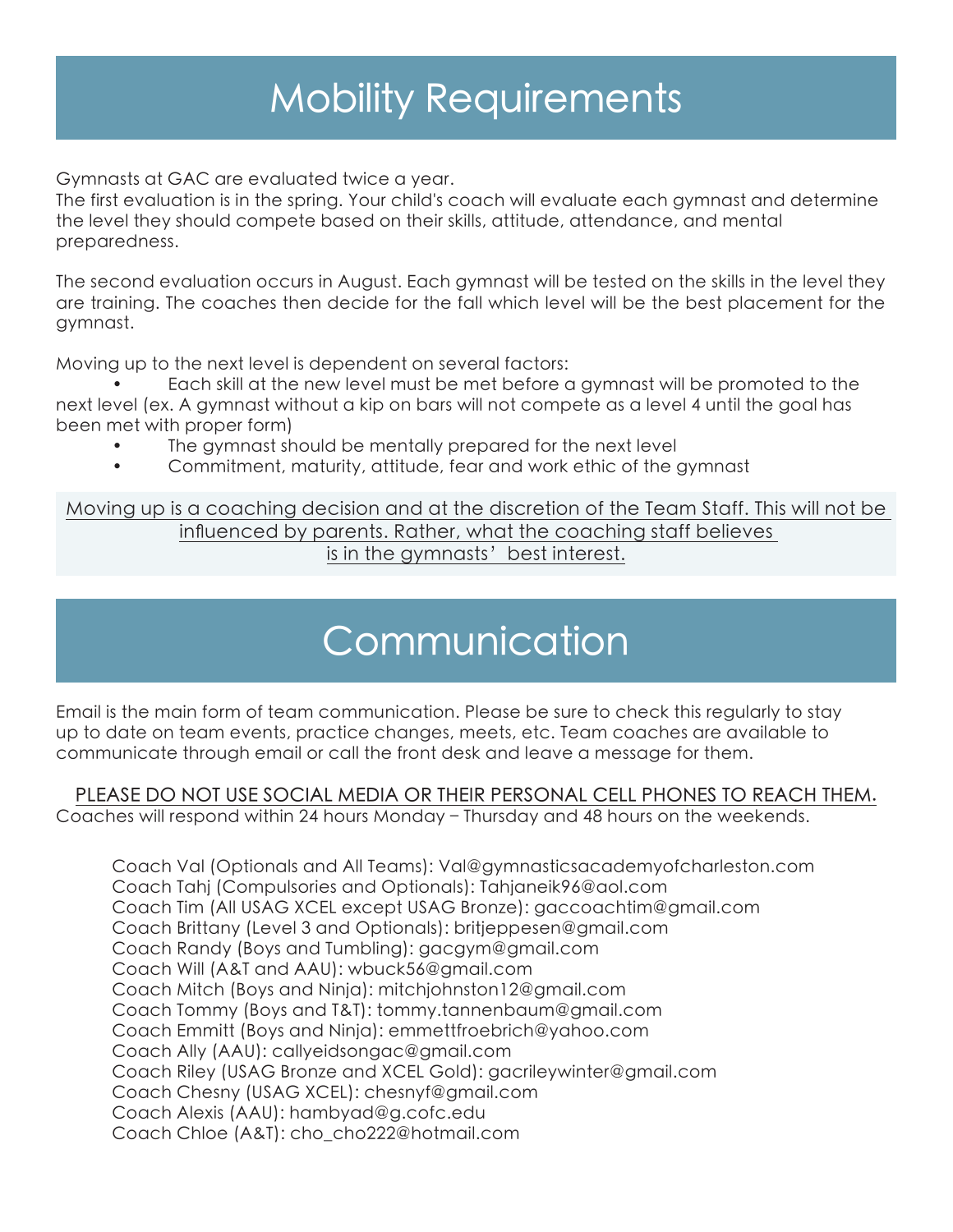# Mobility Requirements

Gymnasts at GAC are evaluated twice a year.
The first evaluation is in the spring. Your child's coach will evaluate each gymnast and determine the level they should compete based on their skills, attitude, attendance, and mental preparedness.

The second evaluation occurs in August. Each gymnast will be tested on the skills in the level they are training. The coaches then decide for the fall which level will be the best placement for the gymnast.

Moving up to the next level is dependent on several factors:

- Each skill at the new level must be met before a gymnast will be promoted to the next level (ex. A gymnast without a kip on bars will not compete as a level 4 until the goal has been met with proper form)
- The gymnast should be mentally prepared for the next level
- Commitment, maturity, attitude, fear and work ethic of the gymnast

Moving up is a coaching decision and at the discretion of the Team Staff. This will not be influenced by parents. Rather, what the coaching staff believes is in the gymnasts' best interest.

# Communication

Email is the main form of team communication. Please be sure to check this regularly to stay up to date on team events, practice changes, meets, etc. Team coaches are available to communicate through email or call the front desk and leave a message for them.

PLEASE DO NOT USE SOCIAL MEDIA OR THEIR PERSONAL CELL PHONES TO REACH THEM.
Coaches will respond within 24 hours Monday – Thursday and 48 hours on the weekends.

Coach Val (Optionals and All Teams): Val@gymnasticsacademyofcharleston.com
Coach Tahj (Compulsories and Optionals): Tahjaneik96@aol.com
Coach Tim (All USAG XCEL except USAG Bronze): gaccoachtim@gmail.com
Coach Brittany (Level 3 and Optionals): britjeppesen@gmail.com
Coach Randy (Boys and Tumbling): gacgym@gmail.com
Coach Will (A&T and AAU): wbuck56@gmail.com
Coach Mitch (Boys and Ninja): mitchjohnston12@gmail.com
Coach Tommy (Boys and T&T): tommy.tannenbaum@gmail.com
Coach Emmitt (Boys and Ninja): emmettfroebrich@yahoo.com
Coach Ally (AAU): callyeidsongac@gmail.com
Coach Riley (USAG Bronze and XCEL Gold): gacrileywinter@gmail.com
Coach Chesny (USAG XCEL): chesnyf@gmail.com
Coach Alexis (AAU): hambyad@g.cofc.edu
Coach Chloe (A&T): cho_cho222@hotmail.com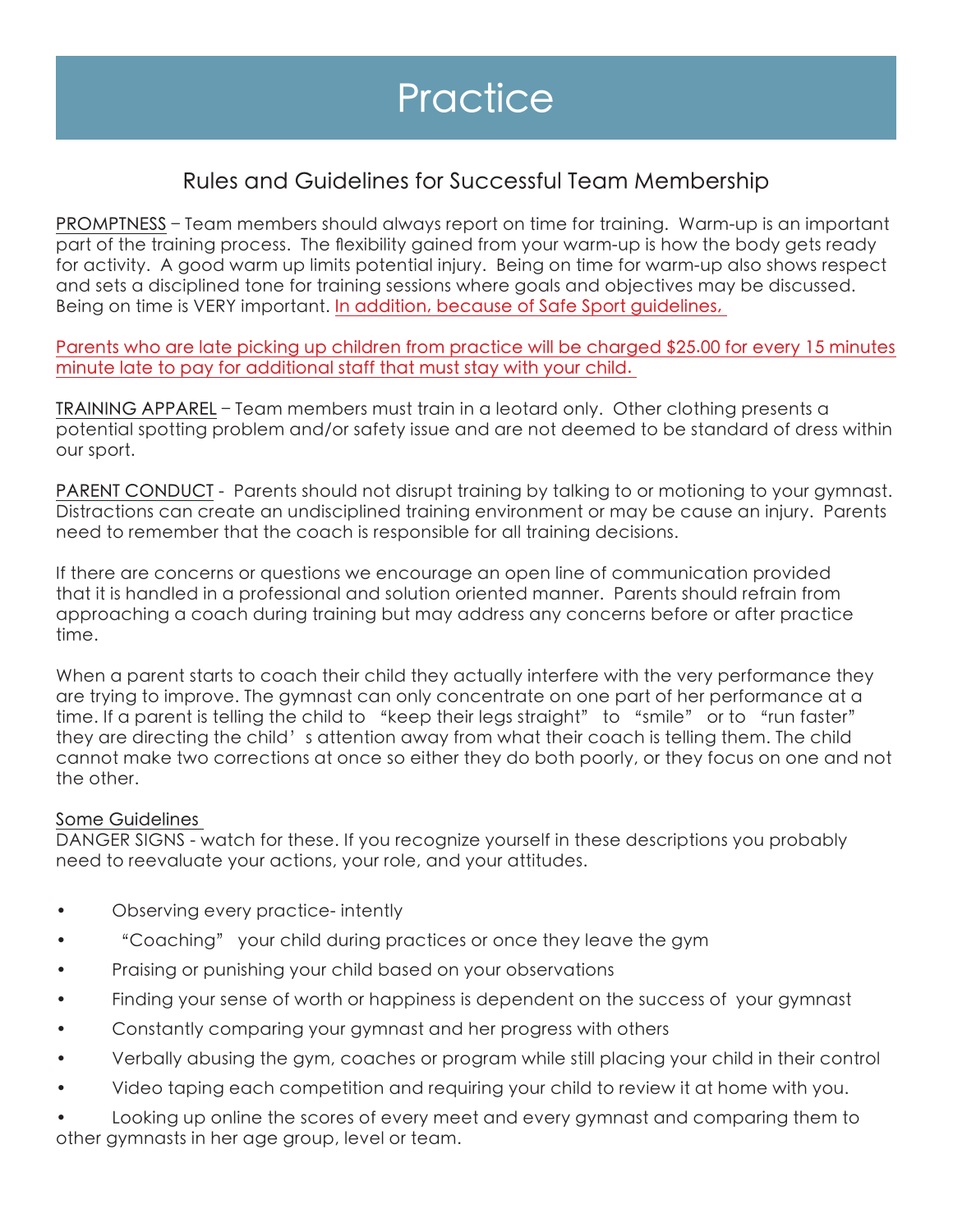# Practice

## Rules and Guidelines for Successful Team Membership

PROMPTNESS – Team members should always report on time for training. Warm-up is an important part of the training process. The flexibility gained from your warm-up is how the body gets ready for activity. A good warm up limits potential injury. Being on time for warm-up also shows respect and sets a disciplined tone for training sessions where goals and objectives may be discussed. Being on time is VERY important. In addition, because of Safe Sport guidelines,

Parents who are late picking up children from practice will be charged $25.00 for every 15 minutes minute late to pay for additional staff that must stay with your child.

TRAINING APPAREL – Team members must train in a leotard only. Other clothing presents a potential spotting problem and/or safety issue and are not deemed to be standard of dress within our sport.

PARENT CONDUCT - Parents should not disrupt training by talking to or motioning to your gymnast. Distractions can create an undisciplined training environment or may be cause an injury. Parents need to remember that the coach is responsible for all training decisions.

If there are concerns or questions we encourage an open line of communication provided that it is handled in a professional and solution oriented manner. Parents should refrain from approaching a coach during training but may address any concerns before or after practice time.

When a parent starts to coach their child they actually interfere with the very performance they are trying to improve. The gymnast can only concentrate on one part of her performance at a time. If a parent is telling the child to "keep their legs straight" to "smile" or to "run faster" they are directing the child's attention away from what their coach is telling them. The child cannot make two corrections at once so either they do both poorly, or they focus on one and not the other.

Some Guidelines

DANGER SIGNS - watch for these. If you recognize yourself in these descriptions you probably need to reevaluate your actions, your role, and your attitudes.

- Observing every practice- intently
- "Coaching" your child during practices or once they leave the gym
- Praising or punishing your child based on your observations
- Finding your sense of worth or happiness is dependent on the success of your gymnast
- Constantly comparing your gymnast and her progress with others
- Verbally abusing the gym, coaches or program while still placing your child in their control
- Video taping each competition and requiring your child to review it at home with you.
- Looking up online the scores of every meet and every gymnast and comparing them to other gymnasts in her age group, level or team.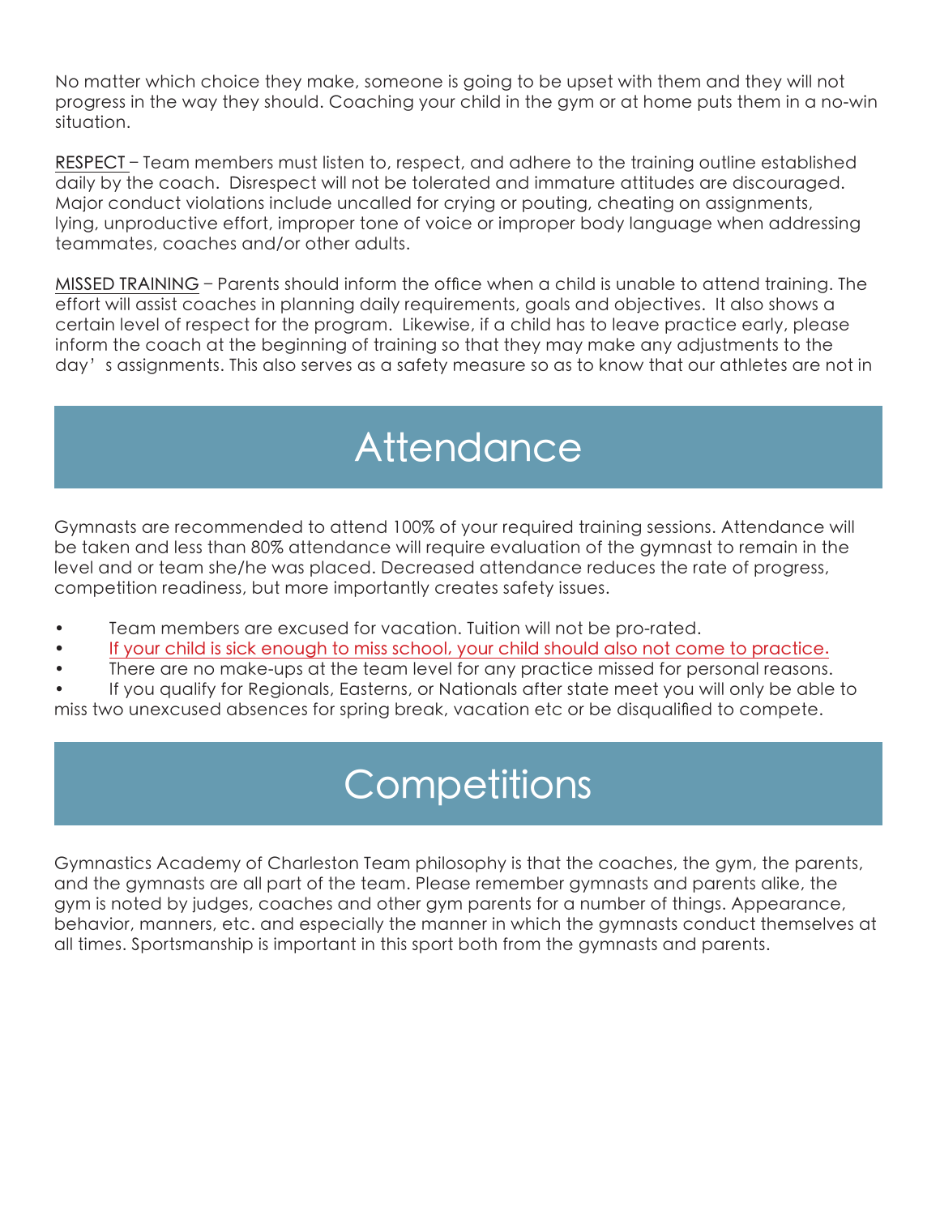No matter which choice they make, someone is going to be upset with them and they will not progress in the way they should. Coaching your child in the gym or at home puts them in a no-win situation.

<u>RESPECT</u> – Team members must listen to, respect, and adhere to the training outline established daily by the coach. Disrespect will not be tolerated and immature attitudes are discouraged. Major conduct violations include uncalled for crying or pouting, cheating on assignments, lying, unproductive effort, improper tone of voice or improper body language when addressing teammates, coaches and/or other adults.

<u>MISSED TRAINING</u> – Parents should inform the office when a child is unable to attend training. The effort will assist coaches in planning daily requirements, goals and objectives. It also shows a certain level of respect for the program. Likewise, if a child has to leave practice early, please inform the coach at the beginning of training so that they may make any adjustments to the day's assignments. This also serves as a safety measure so as to know that our athletes are not in

# Attendance

Gymnasts are recommended to attend 100% of your required training sessions. Attendance will be taken and less than 80% attendance will require evaluation of the gymnast to remain in the level and or team she/he was placed. Decreased attendance reduces the rate of progress, competition readiness, but more importantly creates safety issues.

- Team members are excused for vacation. Tuition will not be pro-rated.
- <u>If your child is sick enough to miss school, your child should also not come to practice.</u>
- There are no make-ups at the team level for any practice missed for personal reasons.
- If you qualify for Regionals, Easterns, or Nationals after state meet you will only be able to miss two unexcused absences for spring break, vacation etc or be disqualified to compete.

# Competitions

Gymnastics Academy of Charleston Team philosophy is that the coaches, the gym, the parents, and the gymnasts are all part of the team. Please remember gymnasts and parents alike, the gym is noted by judges, coaches and other gym parents for a number of things. Appearance, behavior, manners, etc. and especially the manner in which the gymnasts conduct themselves at all times. Sportsmanship is important in this sport both from the gymnasts and parents.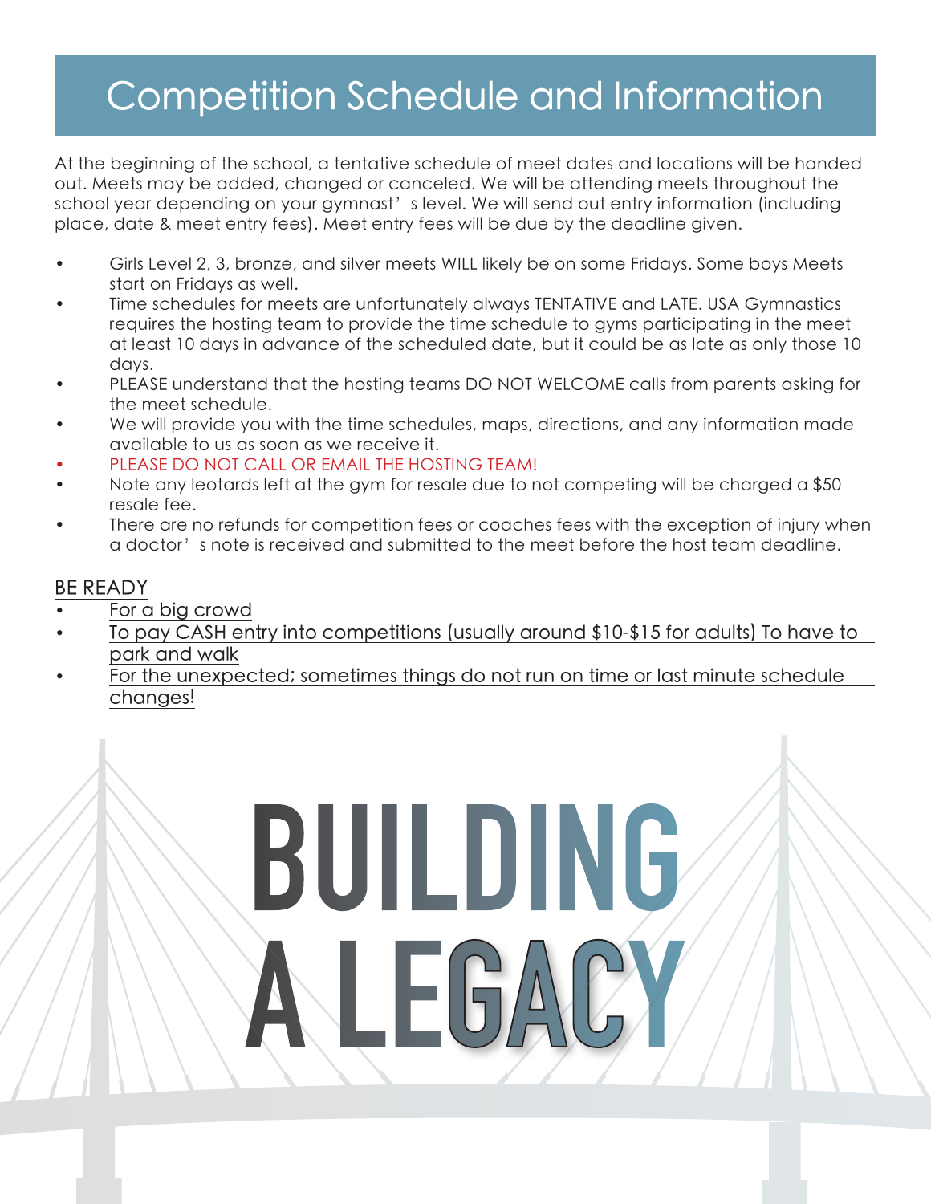# Competition Schedule and Information

At the beginning of the school, a tentative schedule of meet dates and locations will be handed out. Meets may be added, changed or canceled. We will be attending meets throughout the school year depending on your gymnast's level. We will send out entry information (including place, date & meet entry fees). Meet entry fees will be due by the deadline given.

- Girls Level 2, 3, bronze, and silver meets WILL likely be on some Fridays. Some boys Meets start on Fridays as well.
- Time schedules for meets are unfortunately always TENTATIVE and LATE. USA Gymnastics requires the hosting team to provide the time schedule to gyms participating in the meet at least 10 days in advance of the scheduled date, but it could be as late as only those 10 days.
- PLEASE understand that the hosting teams DO NOT WELCOME calls from parents asking for the meet schedule.
- We will provide you with the time schedules, maps, directions, and any information made available to us as soon as we receive it.
- PLEASE DO NOT CALL OR EMAIL THE HOSTING TEAM!
- Note any leotards left at the gym for resale due to not competing will be charged a $50 resale fee.
- There are no refunds for competition fees or coaches fees with the exception of injury when a doctor's note is received and submitted to the meet before the host team deadline.

## BE READY

- For a big crowd
- To pay CASH entry into competitions (usually around $10-$15 for adults) To have to park and walk
- For the unexpected; sometimes things do not run on time or last minute schedule changes!

BUILDING A LEGACY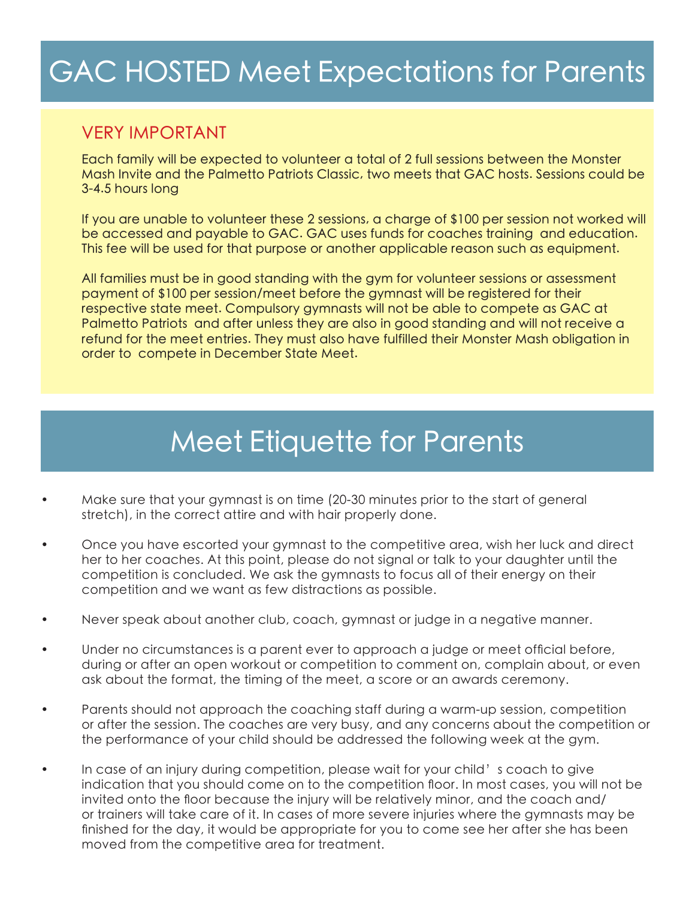# GAC HOSTED Meet Expectations for Parents

## VERY IMPORTANT

Each family will be expected to volunteer a total of 2 full sessions between the Monster Mash Invite and the Palmetto Patriots Classic, two meets that GAC hosts. Sessions could be 3-4.5 hours long

If you are unable to volunteer these 2 sessions, a charge of $100 per session not worked will be accessed and payable to GAC. GAC uses funds for coaches training and education. This fee will be used for that purpose or another applicable reason such as equipment.

All families must be in good standing with the gym for volunteer sessions or assessment payment of $100 per session/meet before the gymnast will be registered for their respective state meet. Compulsory gymnasts will not be able to compete as GAC at Palmetto Patriots and after unless they are also in good standing and will not receive a refund for the meet entries. They must also have fulfilled their Monster Mash obligation in order to compete in December State Meet.

# Meet Etiquette for Parents

- Make sure that your gymnast is on time (20-30 minutes prior to the start of general stretch), in the correct attire and with hair properly done.
- Once you have escorted your gymnast to the competitive area, wish her luck and direct her to her coaches. At this point, please do not signal or talk to your daughter until the competition is concluded. We ask the gymnasts to focus all of their energy on their competition and we want as few distractions as possible.
- Never speak about another club, coach, gymnast or judge in a negative manner.
- Under no circumstances is a parent ever to approach a judge or meet official before, during or after an open workout or competition to comment on, complain about, or even ask about the format, the timing of the meet, a score or an awards ceremony.
- Parents should not approach the coaching staff during a warm-up session, competition or after the session. The coaches are very busy, and any concerns about the competition or the performance of your child should be addressed the following week at the gym.
- In case of an injury during competition, please wait for your child's coach to give indication that you should come on to the competition floor. In most cases, you will not be invited onto the floor because the injury will be relatively minor, and the coach and/or trainers will take care of it. In cases of more severe injuries where the gymnasts may be finished for the day, it would be appropriate for you to come see her after she has been moved from the competitive area for treatment.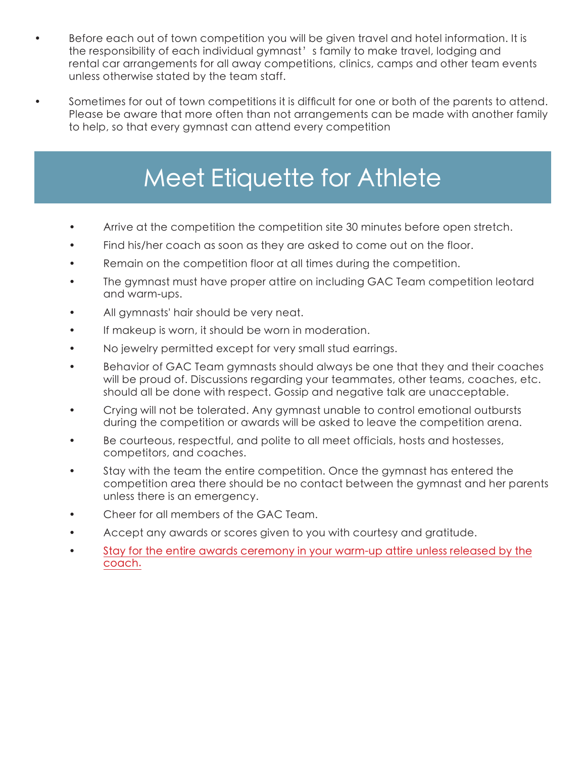- Before each out of town competition you will be given travel and hotel information. It is the responsibility of each individual gymnast's family to make travel, lodging and rental car arrangements for all away competitions, clinics, camps and other team events unless otherwise stated by the team staff.
- Sometimes for out of town competitions it is difficult for one or both of the parents to attend. Please be aware that more often than not arrangements can be made with another family to help, so that every gymnast can attend every competition

# Meet Etiquette for Athlete

- Arrive at the competition the competition site 30 minutes before open stretch.
- Find his/her coach as soon as they are asked to come out on the floor.
- Remain on the competition floor at all times during the competition.
- The gymnast must have proper attire on including GAC Team competition leotard and warm-ups.
- All gymnasts' hair should be very neat.
- If makeup is worn, it should be worn in moderation.
- No jewelry permitted except for very small stud earrings.
- Behavior of GAC Team gymnasts should always be one that they and their coaches will be proud of. Discussions regarding your teammates, other teams, coaches, etc. should all be done with respect. Gossip and negative talk are unacceptable.
- Crying will not be tolerated. Any gymnast unable to control emotional outbursts during the competition or awards will be asked to leave the competition arena.
- Be courteous, respectful, and polite to all meet officials, hosts and hostesses, competitors, and coaches.
- Stay with the team the entire competition. Once the gymnast has entered the competition area there should be no contact between the gymnast and her parents unless there is an emergency.
- Cheer for all members of the GAC Team.
- Accept any awards or scores given to you with courtesy and gratitude.
- Stay for the entire awards ceremony in your warm-up attire unless released by the coach.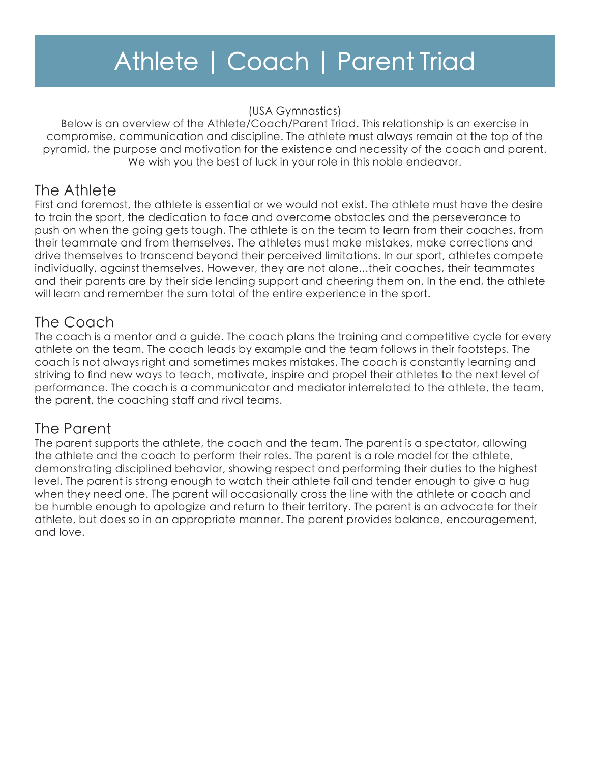# Athlete | Coach | Parent Triad

(USA Gymnastics)

Below is an overview of the Athlete/Coach/Parent Triad. This relationship is an exercise in compromise, communication and discipline. The athlete must always remain at the top of the pyramid, the purpose and motivation for the existence and necessity of the coach and parent. We wish you the best of luck in your role in this noble endeavor.

## The Athlete

First and foremost, the athlete is essential or we would not exist. The athlete must have the desire to train the sport, the dedication to face and overcome obstacles and the perseverance to push on when the going gets tough. The athlete is on the team to learn from their coaches, from their teammate and from themselves. The athletes must make mistakes, make corrections and drive themselves to transcend beyond their perceived limitations. In our sport, athletes compete individually, against themselves. However, they are not alone...their coaches, their teammates and their parents are by their side lending support and cheering them on. In the end, the athlete will learn and remember the sum total of the entire experience in the sport.

## The Coach

The coach is a mentor and a guide. The coach plans the training and competitive cycle for every athlete on the team. The coach leads by example and the team follows in their footsteps. The coach is not always right and sometimes makes mistakes. The coach is constantly learning and striving to find new ways to teach, motivate, inspire and propel their athletes to the next level of performance. The coach is a communicator and mediator interrelated to the athlete, the team, the parent, the coaching staff and rival teams.

## The Parent

The parent supports the athlete, the coach and the team. The parent is a spectator, allowing the athlete and the coach to perform their roles. The parent is a role model for the athlete, demonstrating disciplined behavior, showing respect and performing their duties to the highest level. The parent is strong enough to watch their athlete fail and tender enough to give a hug when they need one. The parent will occasionally cross the line with the athlete or coach and be humble enough to apologize and return to their territory. The parent is an advocate for their athlete, but does so in an appropriate manner. The parent provides balance, encouragement, and love.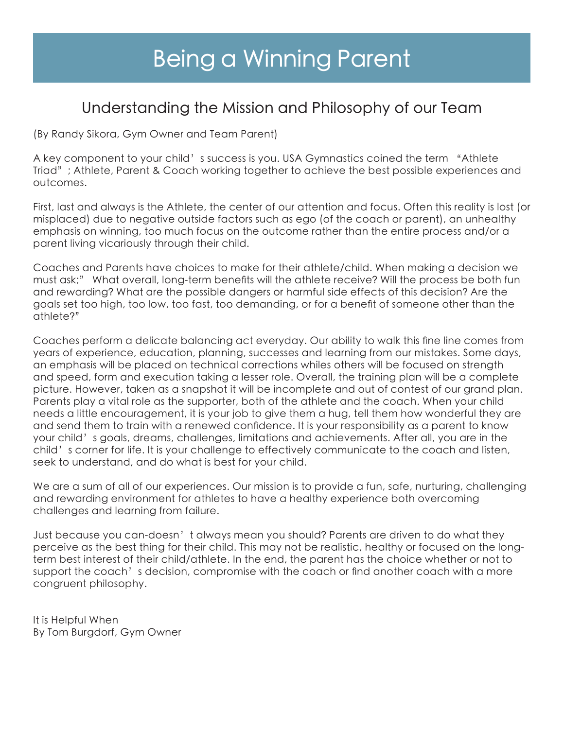# Being a Winning Parent

## Understanding the Mission and Philosophy of our Team

(By Randy Sikora, Gym Owner and Team Parent)

A key component to your child's success is you. USA Gymnastics coined the term "Athlete Triad"; Athlete, Parent & Coach working together to achieve the best possible experiences and outcomes.

First, last and always is the Athlete, the center of our attention and focus. Often this reality is lost (or misplaced) due to negative outside factors such as ego (of the coach or parent), an unhealthy emphasis on winning, too much focus on the outcome rather than the entire process and/or a parent living vicariously through their child.

Coaches and Parents have choices to make for their athlete/child. When making a decision we must ask;" What overall, long-term benefits will the athlete receive? Will the process be both fun and rewarding? What are the possible dangers or harmful side effects of this decision? Are the goals set too high, too low, too fast, too demanding, or for a benefit of someone other than the athlete?"

Coaches perform a delicate balancing act everyday. Our ability to walk this fine line comes from years of experience, education, planning, successes and learning from our mistakes. Some days, an emphasis will be placed on technical corrections whiles others will be focused on strength and speed, form and execution taking a lesser role. Overall, the training plan will be a complete picture. However, taken as a snapshot it will be incomplete and out of contest of our grand plan. Parents play a vital role as the supporter, both of the athlete and the coach. When your child needs a little encouragement, it is your job to give them a hug, tell them how wonderful they are and send them to train with a renewed confidence. It is your responsibility as a parent to know your child's goals, dreams, challenges, limitations and achievements. After all, you are in the child's corner for life. It is your challenge to effectively communicate to the coach and listen, seek to understand, and do what is best for your child.

We are a sum of all of our experiences. Our mission is to provide a fun, safe, nurturing, challenging and rewarding environment for athletes to have a healthy experience both overcoming challenges and learning from failure.

Just because you can-doesn't always mean you should? Parents are driven to do what they perceive as the best thing for their child. This may not be realistic, healthy or focused on the long-term best interest of their child/athlete. In the end, the parent has the choice whether or not to support the coach's decision, compromise with the coach or find another coach with a more congruent philosophy.

It is Helpful When
By Tom Burgdorf, Gym Owner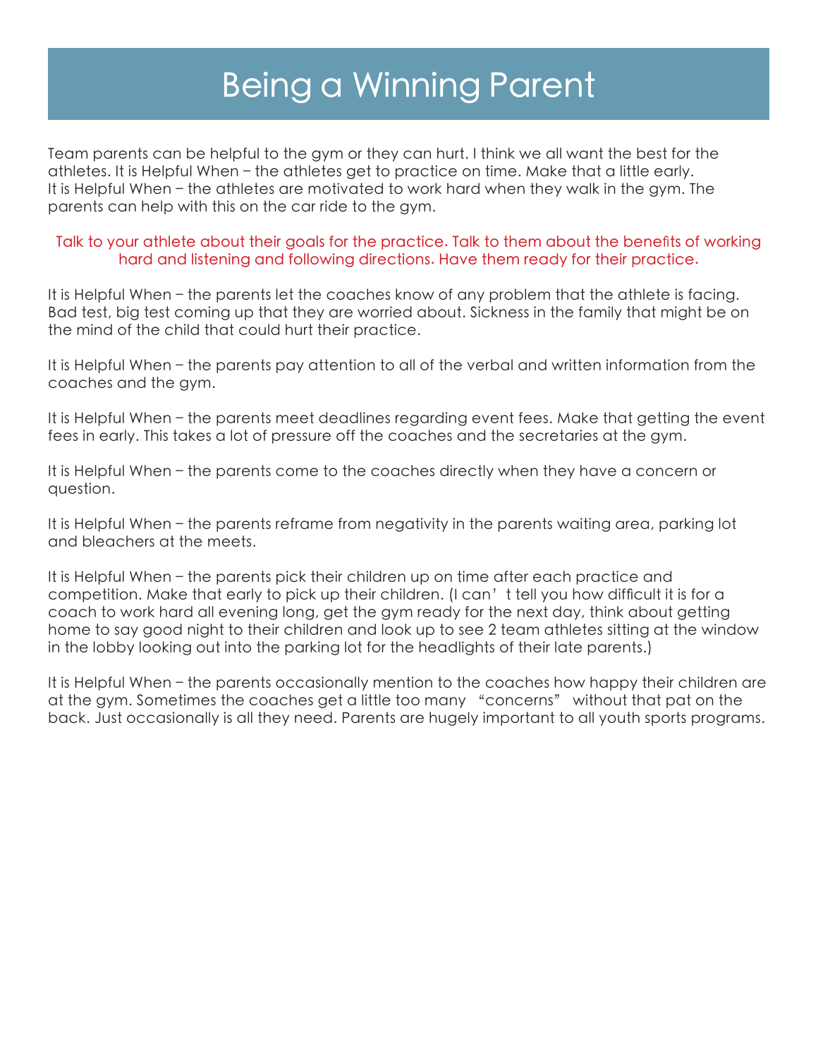# Being a Winning Parent

Team parents can be helpful to the gym or they can hurt. I think we all want the best for the athletes. It is Helpful When – the athletes get to practice on time. Make that a little early. It is Helpful When – the athletes are motivated to work hard when they walk in the gym. The parents can help with this on the car ride to the gym.

Talk to your athlete about their goals for the practice. Talk to them about the benefits of working hard and listening and following directions. Have them ready for their practice.

It is Helpful When – the parents let the coaches know of any problem that the athlete is facing. Bad test, big test coming up that they are worried about. Sickness in the family that might be on the mind of the child that could hurt their practice.

It is Helpful When – the parents pay attention to all of the verbal and written information from the coaches and the gym.

It is Helpful When – the parents meet deadlines regarding event fees. Make that getting the event fees in early. This takes a lot of pressure off the coaches and the secretaries at the gym.

It is Helpful When – the parents come to the coaches directly when they have a concern or question.

It is Helpful When – the parents reframe from negativity in the parents waiting area, parking lot and bleachers at the meets.

It is Helpful When – the parents pick their children up on time after each practice and competition. Make that early to pick up their children. (I can't tell you how difficult it is for a coach to work hard all evening long, get the gym ready for the next day, think about getting home to say good night to their children and look up to see 2 team athletes sitting at the window in the lobby looking out into the parking lot for the headlights of their late parents.)

It is Helpful When – the parents occasionally mention to the coaches how happy their children are at the gym. Sometimes the coaches get a little too many "concerns" without that pat on the back. Just occasionally is all they need. Parents are hugely important to all youth sports programs.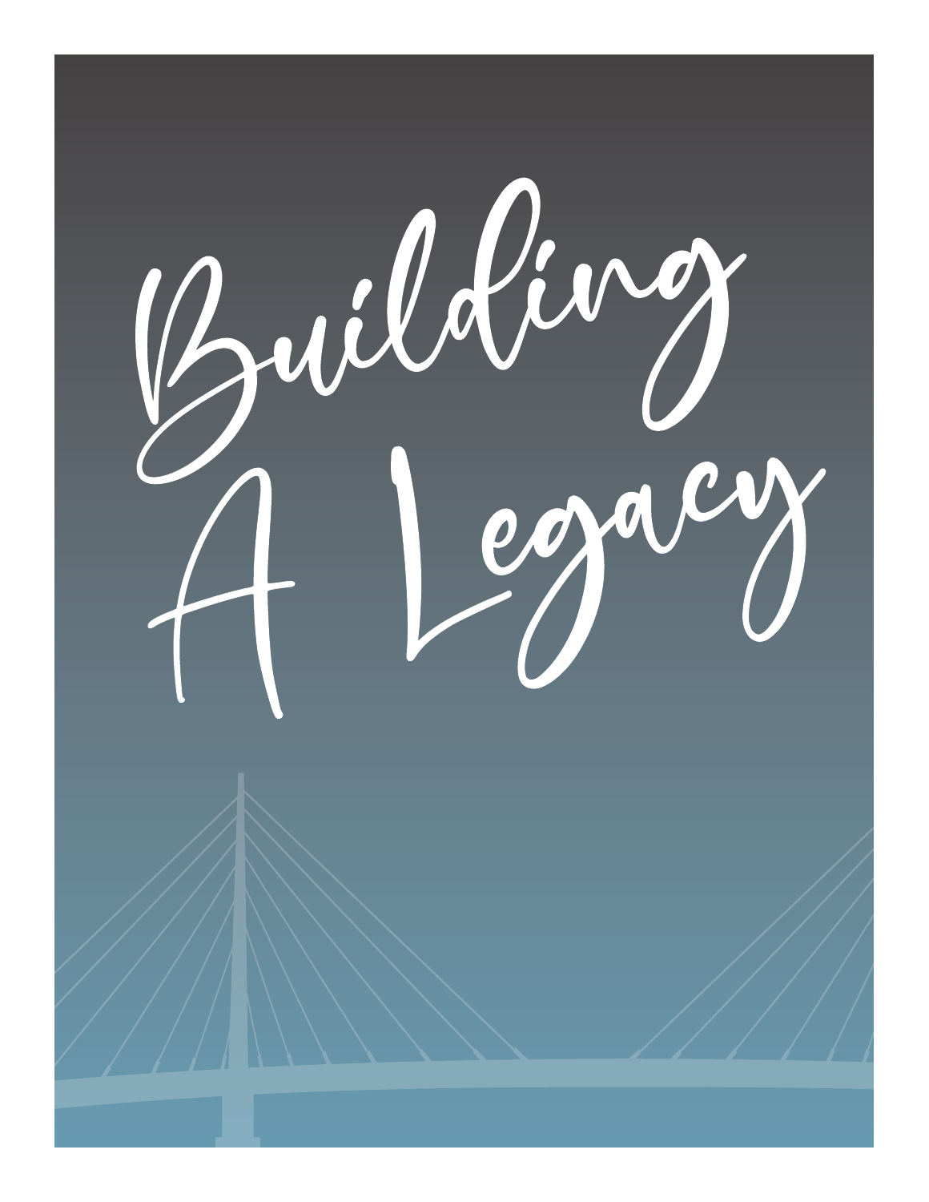# Building A Legacy